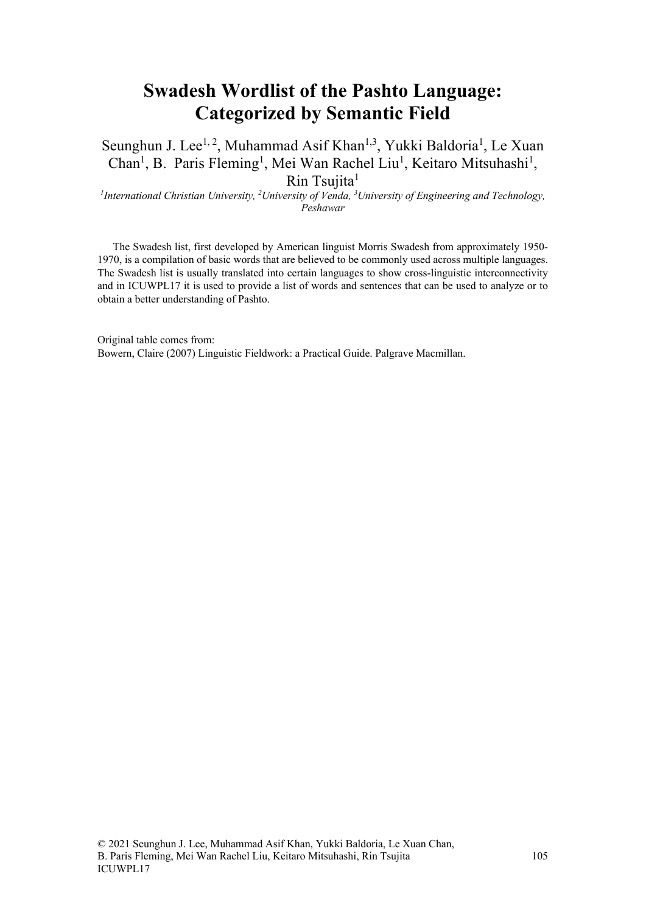# Swadesh Wordlist of the Pashto Language: Categorized by Semantic Field

Seunghun J. Lee[1, 2], Muhammad Asif Khan[1,3], Yukki Baldoria[1], Le Xuan Chan[1], B. Paris Fleming[1], Mei Wan Rachel Liu[1], Keitaro Mitsuhashi[1], Rin Tsujita[1]

*[1]International Christian University, [2]University of Venda, [3]University of Engineering and Technology, Peshawar*

The Swadesh list, first developed by American linguist Morris Swadesh from approximately 1950-1970, is a compilation of basic words that are believed to be commonly used across multiple languages. The Swadesh list is usually translated into certain languages to show cross-linguistic interconnectivity and in ICUWPL17 it is used to provide a list of words and sentences that can be used to analyze or to obtain a better understanding of Pashto.

Original table comes from:
Bowern, Claire (2007) Linguistic Fieldwork: a Practical Guide. Palgrave Macmillan.

© 2021 Seunghun J. Lee, Muhammad Asif Khan, Yukki Baldoria, Le Xuan Chan, B. Paris Fleming, Mei Wan Rachel Liu, Keitaro Mitsuhashi, Rin Tsujita
ICUWPL17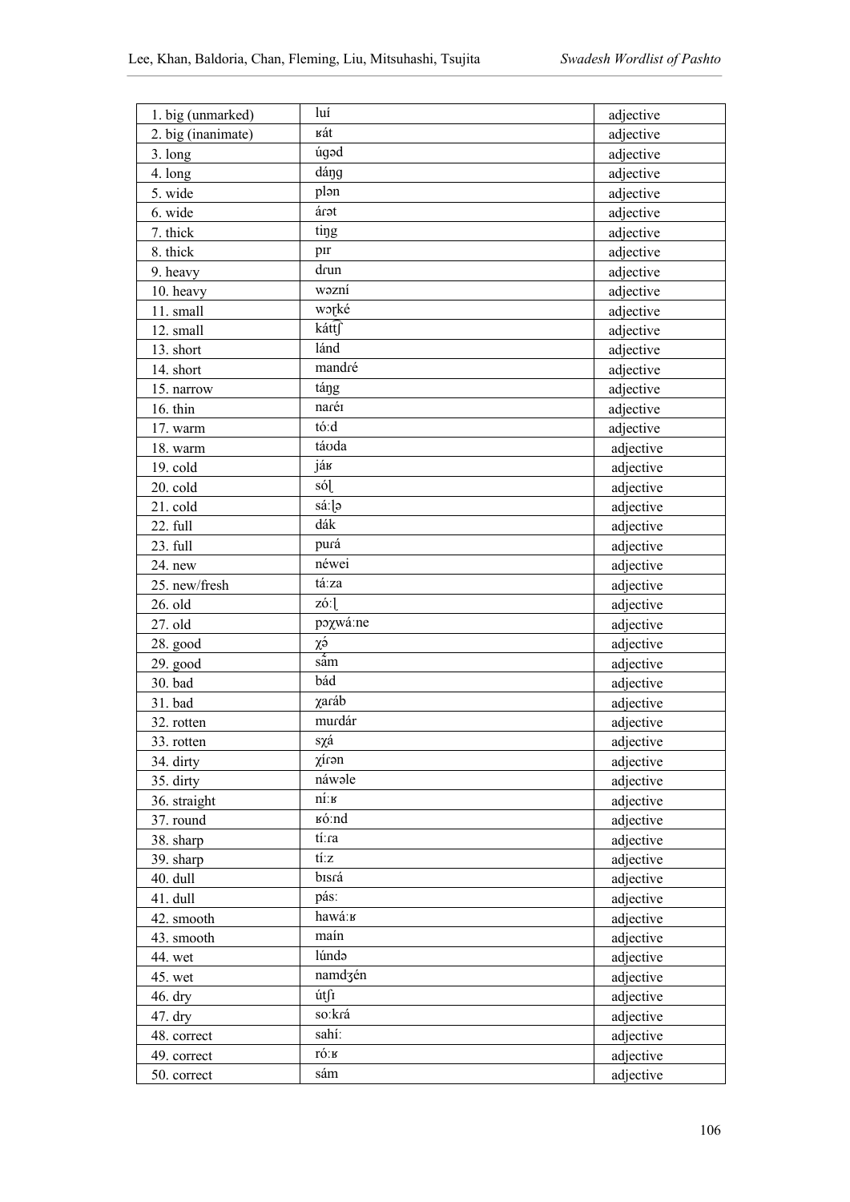| 1. big (unmarked) | luí | adjective |
|---|---|---|
| 2. big (inanimate) | ʁát | adjective |
| 3. long | úgəd | adjective |
| 4. long | dáŋg | adjective |
| 5. wide | plən | adjective |
| 6. wide | árət | adjective |
| 7. thick | tiŋg | adjective |
| 8. thick | pɪr | adjective |
| 9. heavy | drun | adjective |
| 10. heavy | wəzní | adjective |
| 11. small | wəɽké | adjective |
| 12. small | kátt͡ʃ | adjective |
| 13. short | lánd | adjective |
| 14. short | mandɾé | adjective |
| 15. narrow | táŋg | adjective |
| 16. thin | naɾéɪ | adjective |
| 17. warm | tóːd | adjective |
| 18. warm | táʊda | adjective |
| 19. cold | jáʁ | adjective |
| 20. cold | sóɭ | adjective |
| 21. cold | sáːɭə | adjective |
| 22. full | dák | adjective |
| 23. full | puɾá | adjective |
| 24. new | néwei | adjective |
| 25. new/fresh | táːza | adjective |
| 26. old | zóːɭ | adjective |
| 27. old | pɔχwáːne | adjective |
| 28. good | χə́ | adjective |
| 29. good | sə́m | adjective |
| 30. bad | bád | adjective |
| 31. bad | χaɾáb | adjective |
| 32. rotten | muɾdár | adjective |
| 33. rotten | sχá | adjective |
| 34. dirty | χíɾən | adjective |
| 35. dirty | náwəle | adjective |
| 36. straight | níːʁ | adjective |
| 37. round | ʁóːnd | adjective |
| 38. sharp | tíːɾa | adjective |
| 39. sharp | tíːz | adjective |
| 40. dull | bɪsɾá | adjective |
| 41. dull | pásː | adjective |
| 42. smooth | hawáːʁ | adjective |
| 43. smooth | maín | adjective |
| 44. wet | lúndə | adjective |
| 45. wet | namdʒén | adjective |
| 46. dry | útʃɪ | adjective |
| 47. dry | soːkɾá | adjective |
| 48. correct | sahíː | adjective |
| 49. correct | róːʁ | adjective |
| 50. correct | sám | adjective |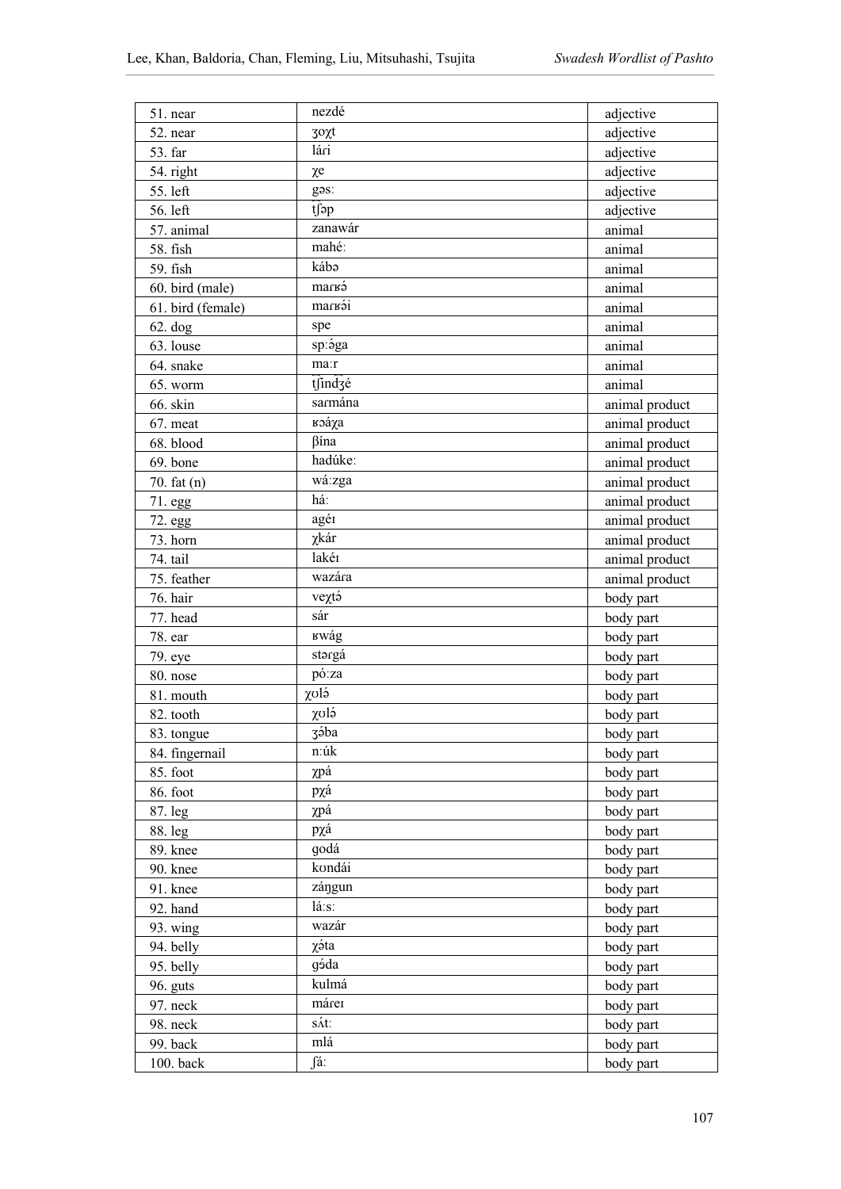| 51. near | nezdé | adjective |
|---|---|---|
| 52. near | ʒoχt | adjective |
| 53. far | lárí | adjective |
| 54. right | χe | adjective |
| 55. left | gəsː | adjective |
| 56. left | tʃəp | adjective |
| 57. animal | zanawár | animal |
| 58. fish | mahéː | animal |
| 59. fish | kábə | animal |
| 60. bird (male) | maɾʁə́ | animal |
| 61. bird (female) | maɾʁə́i | animal |
| 62. dog | spe | animal |
| 63. louse | spːə́ga | animal |
| 64. snake | maːr | animal |
| 65. worm | t͡ʃind͡ʒé | animal |
| 66. skin | saɾmána | animal product |
| 67. meat | ʁɔáχa | animal product |
| 68. blood | βína | animal product |
| 69. bone | hadúkeː | animal product |
| 70. fat (n) | wáːzga | animal product |
| 71. egg | háː | animal product |
| 72. egg | agéɪ | animal product |
| 73. horn | χkár | animal product |
| 74. tail | lakéɪ | animal product |
| 75. feather | wazára | animal product |
| 76. hair | veχtə́ | body part |
| 77. head | sár | body part |
| 78. ear | ʁwág | body part |
| 79. eye | stərgá | body part |
| 80. nose | póːza | body part |
| 81. mouth | χʊlə́ | body part |
| 82. tooth | χʊlə́ | body part |
| 83. tongue | ʒə́ba | body part |
| 84. fingernail | nːúk | body part |
| 85. foot | χpá | body part |
| 86. foot | pχá | body part |
| 87. leg | χpá | body part |
| 88. leg | pχá | body part |
| 89. knee | godá | body part |
| 90. knee | kondái | body part |
| 91. knee | záŋgun | body part |
| 92. hand | láːsː | body part |
| 93. wing | wazár | body part |
| 94. belly | χə́ta | body part |
| 95. belly | gə́da | body part |
| 96. guts | kulmá | body part |
| 97. neck | máreɪ | body part |
| 98. neck | sʌ́tː | body part |
| 99. back | mlá | body part |
| 100. back | ʃáː | body part |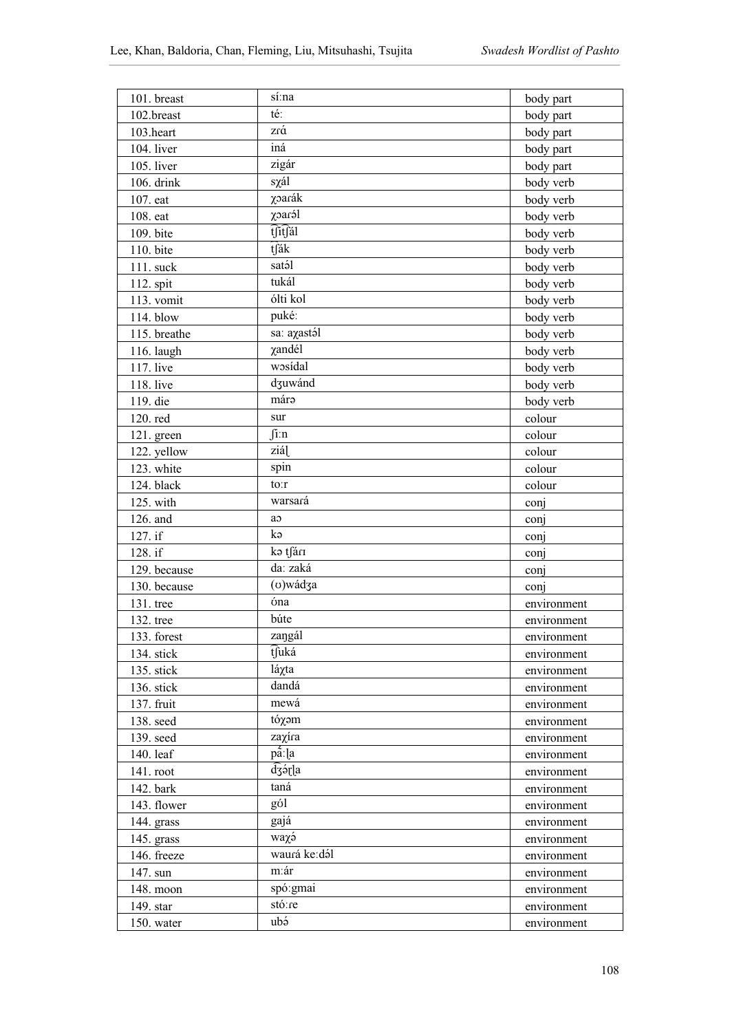| 101. breast | sí:na | body part |
|---|---|---|
| 102.breast | té: | body part |
| 103.heart | zɾә́ | body part |
| 104. liver | iná | body part |
| 105. liver | zigár | body part |
| 106. drink | sχál | body verb |
| 107. eat | χɔaɾák | body verb |
| 108. eat | χɔaɾә́l | body verb |
| 109. bite | t͡ʃit͡ʃә́l | body verb |
| 110. bite | t͡ʃә́k | body verb |
| 111. suck | satә́l | body verb |
| 112. spit | tukál | body verb |
| 113. vomit | ólti kol | body verb |
| 114. blow | puké: | body verb |
| 115. breathe | sa: aχastә́l | body verb |
| 116. laugh | χandél | body verb |
| 117. live | wɔsídal | body verb |
| 118. live | dʒuwánd | body verb |
| 119. die | márә | body verb |
| 120. red | sur | colour |
| 121. green | ʃi:n | colour |
| 122. yellow | ziáɭ | colour |
| 123. white | spin | colour |
| 124. black | to:r | colour |
| 125. with | warsará | conj |
| 126. and | aɔ | conj |
| 127. if | kә | conj |
| 128. if | kә t͡ʃә́ɾɪ | conj |
| 129. because | da: zaká | conj |
| 130. because | (ʊ)wádʒa | conj |
| 131. tree | óna | environment |
| 132. tree | búte | environment |
| 133. forest | zaŋgál | environment |
| 134. stick | t͡ʃuká | environment |
| 135. stick | láχta | environment |
| 136. stick | dandá | environment |
| 137. fruit | mewá | environment |
| 138. seed | tóχәm | environment |
| 139. seed | zaχíra | environment |
| 140. leaf | pә́:ɭa | environment |
| 141. root | d͡ʒә́ɽɭa | environment |
| 142. bark | taná | environment |
| 143. flower | gól | environment |
| 144. grass | gajá | environment |
| 145. grass | waχә́ | environment |
| 146. freeze | wauɾá ke:dә́l | environment |
| 147. sun | m:ár | environment |
| 148. moon | spó:gmai | environment |
| 149. star | stó:ɾe | environment |
| 150. water | ubә́ | environment |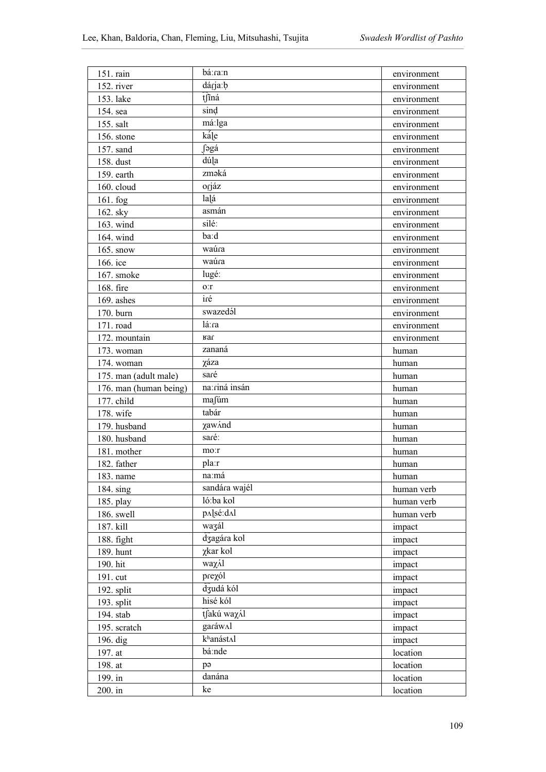| 151. rain | báːraːn | environment |
|---|---|---|
| 152. river | dáɽjaːḅ | environment |
| 153. lake | t͡ʃĩná | environment |
| 154. sea | sinḍ | environment |
| 155. salt | máːlga | environment |
| 156. stone | káɭe | environment |
| 157. sand | ʃəgá | environment |
| 158. dust | dúɭa | environment |
| 159. earth | zməká | environment |
| 160. cloud | oɽjáz | environment |
| 161. fog | laɭá | environment |
| 162. sky | asmán | environment |
| 163. wind | siléː | environment |
| 164. wind | baːd | environment |
| 165. snow | waúra | environment |
| 166. ice | waúra | environment |
| 167. smoke | lugéː | environment |
| 168. fire | oːr | environment |
| 169. ashes | iré | environment |
| 170. burn | swazedə́l | environment |
| 171. road | láːra | environment |
| 172. mountain | ʁar | environment |
| 173. woman | zananá | human |
| 174. woman | χáza | human |
| 175. man (adult male) | saré | human |
| 176. man (human being) | naːriná insán | human |
| 177. child | maʃúm | human |
| 178. wife | tabár | human |
| 179. husband | χawʌ́nd | human |
| 180. husband | saréː | human |
| 181. mother | moːr | human |
| 182. father | plaːr | human |
| 183. name | naːmá | human |
| 184. sing | sandára wajél | human verb |
| 185. play | lóːba kol | human verb |
| 186. swell | pʌɭséːdʌl | human verb |
| 187. kill | waʒál | impact |
| 188. fight | dʒagára kol | impact |
| 189. hunt | χkar kol | impact |
| 190. hit | waχʌ́l | impact |
| 191. cut | preχól | impact |
| 192. split | dʒudá kól | impact |
| 193. split | hisé kól | impact |
| 194. stab | t͡ʃakú waχʌ́l | impact |
| 195. scratch | garáwʌl | impact |
| 196. dig | kʰanástʌl | impact |
| 197. at | báːnde | location |
| 198. at | pə | location |
| 199. in | danána | location |
| 200. in | ke | location |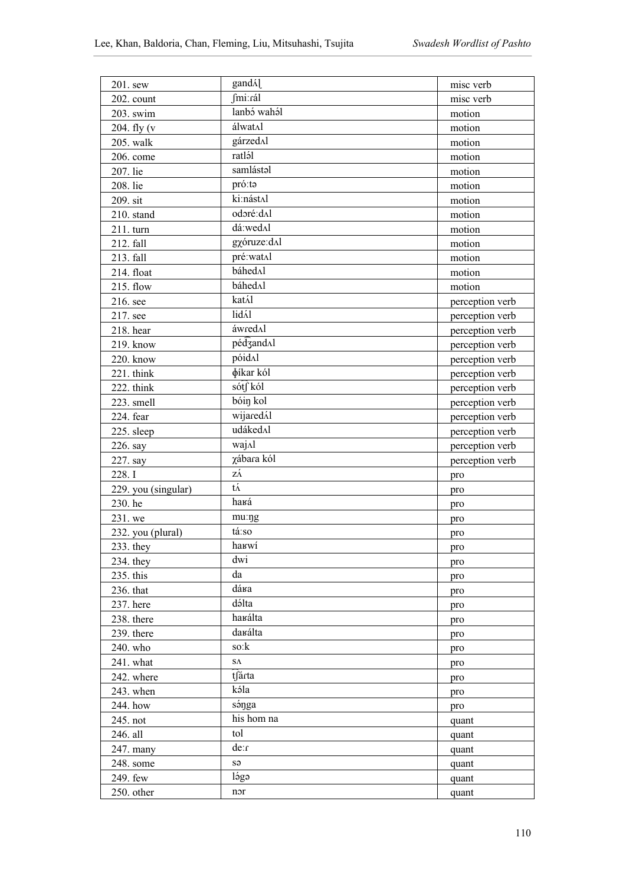| 201. sew | gandʌ́ɭ | misc verb |
|---|---|---|
| 202. count | ʃmiːrál | misc verb |
| 203. swim | lanbɔ́ wahə́l | motion |
| 204. fly (v | álwatʌl | motion |
| 205. walk | gárzedʌl | motion |
| 206. come | ratlə́l | motion |
| 207. lie | samlástəl | motion |
| 208. lie | próːtə | motion |
| 209. sit | kiːnástʌl | motion |
| 210. stand | odɔréːdʌl | motion |
| 211. turn | dáːwedʌl | motion |
| 212. fall | gχóruzeːdʌl | motion |
| 213. fall | préːwatʌl | motion |
| 214. float | báhedʌl | motion |
| 215. flow | báhedʌl | motion |
| 216. see | katʌ́l | perception verb |
| 217. see | lidʌ́l | perception verb |
| 218. hear | áwɾedʌl | perception verb |
| 219. know | péd͡ʒandʌl | perception verb |
| 220. know | póidʌl | perception verb |
| 221. think | ɸíkar kól | perception verb |
| 222. think | sót͡ʃ kól | perception verb |
| 223. smell | bóiŋ kol | perception verb |
| 224. fear | wijaredʌ́l | perception verb |
| 225. sleep | udákedʌl | perception verb |
| 226. say | wajʌl | perception verb |
| 227. say | χábaɾa kól | perception verb |
| 228. I | zʌ́ | pro |
| 229. you (singular) | tʌ́ | pro |
| 230. he | haʁá | pro |
| 231. we | muːŋg | pro |
| 232. you (plural) | táːso | pro |
| 233. they | haʁwí | pro |
| 234. they | dwi | pro |
| 235. this | da | pro |
| 236. that | dáʁa | pro |
| 237. here | də́lta | pro |
| 238. there | haʁálta | pro |
| 239. there | daʁálta | pro |
| 240. who | soːk | pro |
| 241. what | sʌ | pro |
| 242. where | t͡ʃáɾta | pro |
| 243. when | kə́la | pro |
| 244. how | sə́ŋga | pro |
| 245. not | his hom na | quant |
| 246. all | tol | quant |
| 247. many | deːɾ | quant |
| 248. some | sə | quant |
| 249. few | lə́gə | quant |
| 250. other | nɔr | quant |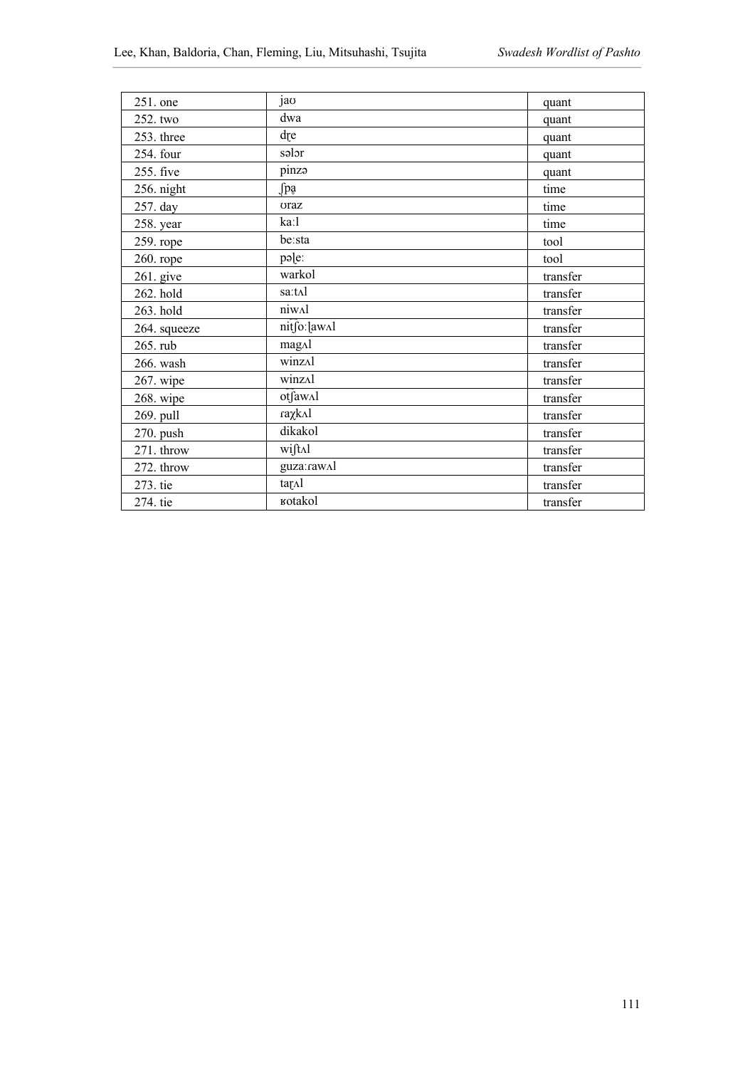| | | |
|---|---|---|
| 251. one | jaʊ | quant |
| 252. two | dwa | quant |
| 253. three | dɽe | quant |
| 254. four | səlɔr | quant |
| 255. five | pinzə | quant |
| 256. night | ʃpa̤ | time |
| 257. day | ʊraz | time |
| 258. year | kaːl | time |
| 259. rope | beːsta | tool |
| 260. rope | pəɭeː | tool |
| 261. give | warkol | transfer |
| 262. hold | saːtʌl | transfer |
| 263. hold | niwʌl | transfer |
| 264. squeeze | nitʃoːɭawʌl | transfer |
| 265. rub | magʌl | transfer |
| 266. wash | winzʌl | transfer |
| 267. wipe | winzʌl | transfer |
| 268. wipe | otʃawʌl | transfer |
| 269. pull | ɾaχkʌl | transfer |
| 270. push | dikakol | transfer |
| 271. throw | wiʃtʌl | transfer |
| 272. throw | guzaːɾawʌl | transfer |
| 273. tie | taɽʌl | transfer |
| 274. tie | ʁotakol | transfer |